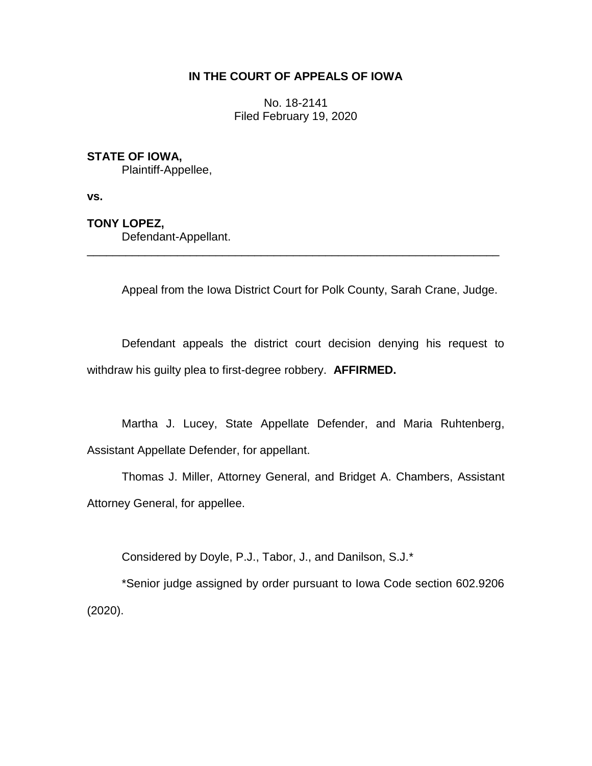**IN THE COURT OF APPEALS OF IOWA**

No. 18-2141
Filed February 19, 2020

**STATE OF IOWA,**
Plaintiff-Appellee,

**vs.**

**TONY LOPEZ,**
Defendant-Appellant.

---

Appeal from the Iowa District Court for Polk County, Sarah Crane, Judge.

Defendant appeals the district court decision denying his request to withdraw his guilty plea to first-degree robbery. **AFFIRMED.**

Martha J. Lucey, State Appellate Defender, and Maria Ruhtenberg, Assistant Appellate Defender, for appellant.

Thomas J. Miller, Attorney General, and Bridget A. Chambers, Assistant Attorney General, for appellee.

Considered by Doyle, P.J., Tabor, J., and Danilson, S.J.*

*Senior judge assigned by order pursuant to Iowa Code section 602.9206 (2020).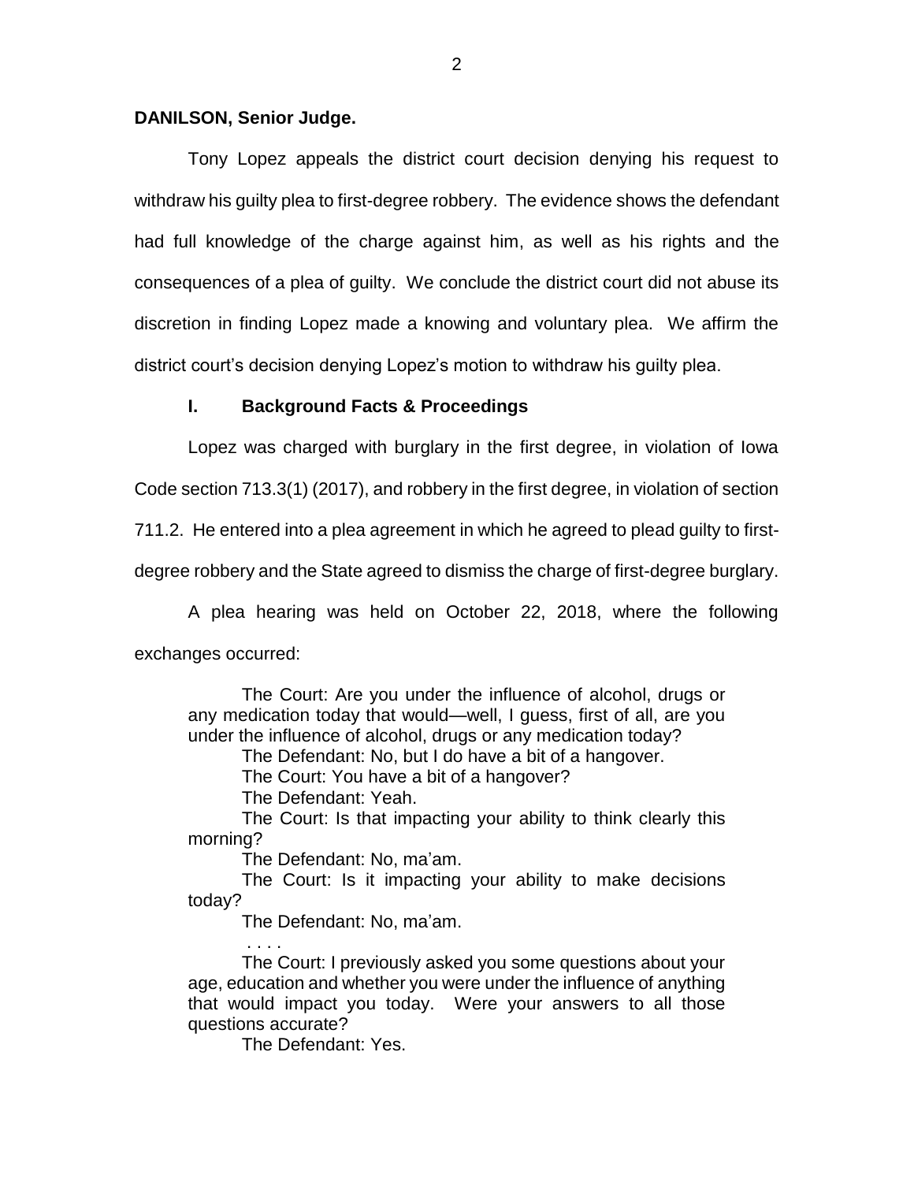**DANILSON, Senior Judge.**

Tony Lopez appeals the district court decision denying his request to withdraw his guilty plea to first-degree robbery. The evidence shows the defendant had full knowledge of the charge against him, as well as his rights and the consequences of a plea of guilty. We conclude the district court did not abuse its discretion in finding Lopez made a knowing and voluntary plea. We affirm the district court's decision denying Lopez's motion to withdraw his guilty plea.

## I. Background Facts & Proceedings

Lopez was charged with burglary in the first degree, in violation of Iowa Code section 713.3(1) (2017), and robbery in the first degree, in violation of section 711.2. He entered into a plea agreement in which he agreed to plead guilty to first-degree robbery and the State agreed to dismiss the charge of first-degree burglary.

A plea hearing was held on October 22, 2018, where the following exchanges occurred:

> The Court: Are you under the influence of alcohol, drugs or any medication today that would—well, I guess, first of all, are you under the influence of alcohol, drugs or any medication today?
>
> The Defendant: No, but I do have a bit of a hangover.
>
> The Court: You have a bit of a hangover?
>
> The Defendant: Yeah.
>
> The Court: Is that impacting your ability to think clearly this morning?
>
> The Defendant: No, ma'am.
>
> The Court: Is it impacting your ability to make decisions today?
>
> The Defendant: No, ma'am.
>
> . . . .
>
> The Court: I previously asked you some questions about your age, education and whether you were under the influence of anything that would impact you today. Were your answers to all those questions accurate?
>
> The Defendant: Yes.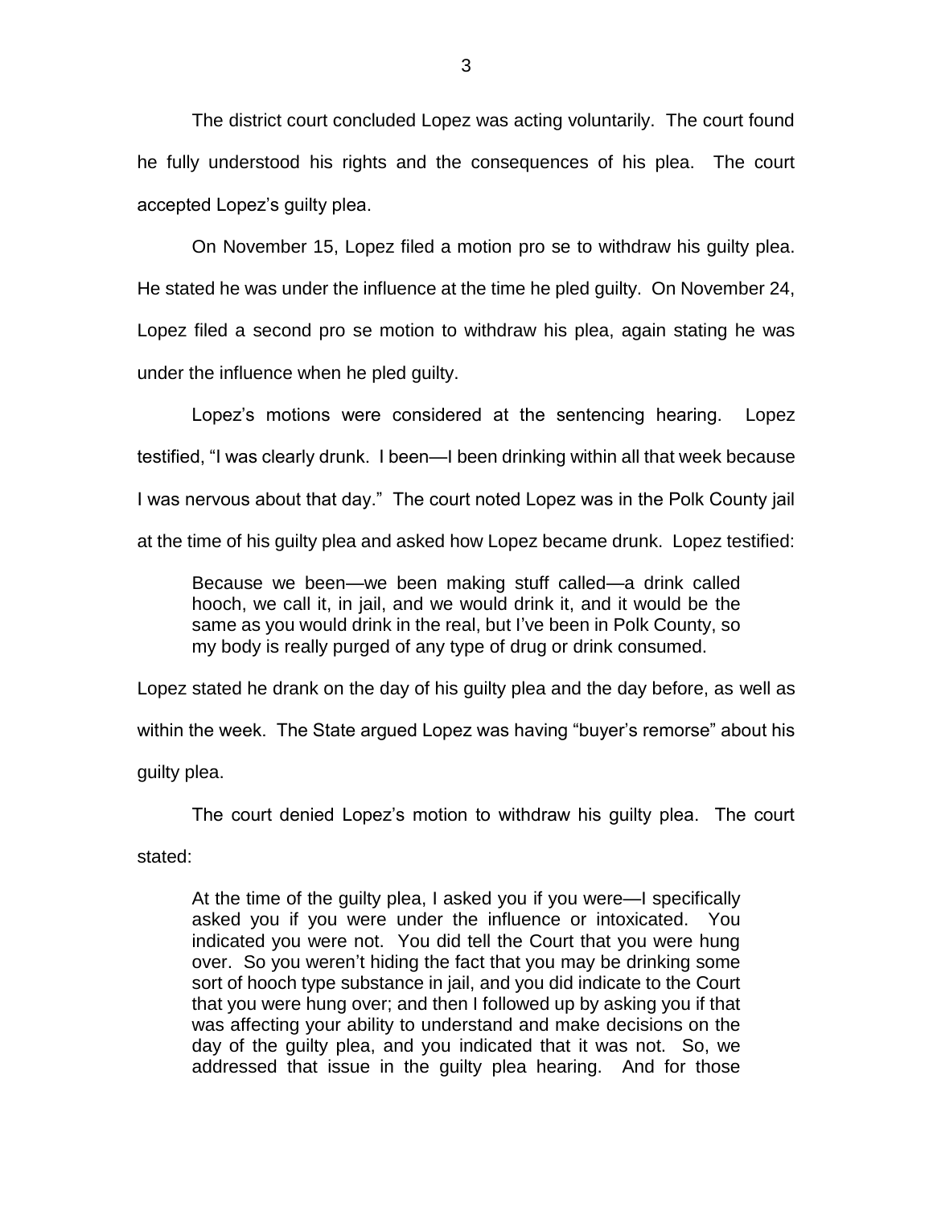The district court concluded Lopez was acting voluntarily. The court found he fully understood his rights and the consequences of his plea. The court accepted Lopez's guilty plea.

On November 15, Lopez filed a motion pro se to withdraw his guilty plea. He stated he was under the influence at the time he pled guilty. On November 24, Lopez filed a second pro se motion to withdraw his plea, again stating he was under the influence when he pled guilty.

Lopez's motions were considered at the sentencing hearing. Lopez testified, "I was clearly drunk. I been—I been drinking within all that week because I was nervous about that day." The court noted Lopez was in the Polk County jail at the time of his guilty plea and asked how Lopez became drunk. Lopez testified:

> Because we been—we been making stuff called—a drink called hooch, we call it, in jail, and we would drink it, and it would be the same as you would drink in the real, but I've been in Polk County, so my body is really purged of any type of drug or drink consumed.

Lopez stated he drank on the day of his guilty plea and the day before, as well as within the week. The State argued Lopez was having "buyer's remorse" about his guilty plea.

The court denied Lopez's motion to withdraw his guilty plea. The court stated:

> At the time of the guilty plea, I asked you if you were—I specifically asked you if you were under the influence or intoxicated. You indicated you were not. You did tell the Court that you were hung over. So you weren't hiding the fact that you may be drinking some sort of hooch type substance in jail, and you did indicate to the Court that you were hung over; and then I followed up by asking you if that was affecting your ability to understand and make decisions on the day of the guilty plea, and you indicated that it was not. So, we addressed that issue in the guilty plea hearing. And for those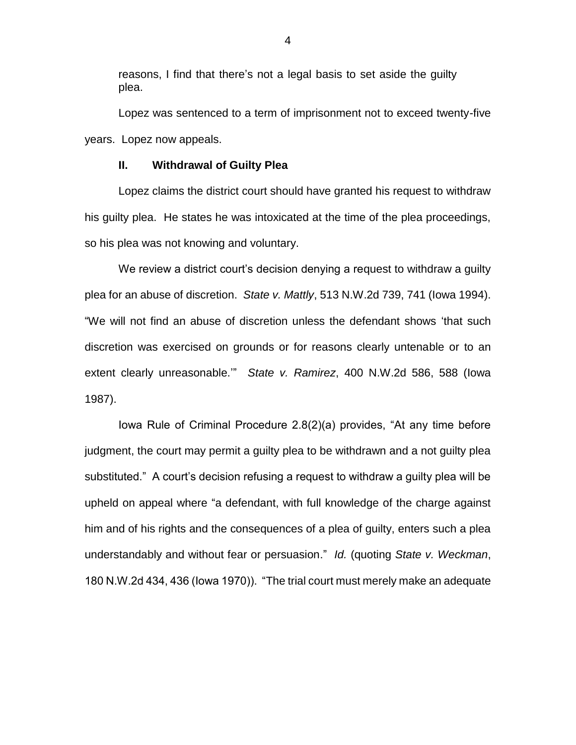reasons, I find that there's not a legal basis to set aside the guilty plea.

Lopez was sentenced to a term of imprisonment not to exceed twenty-five years. Lopez now appeals.

## II. Withdrawal of Guilty Plea

Lopez claims the district court should have granted his request to withdraw his guilty plea. He states he was intoxicated at the time of the plea proceedings, so his plea was not knowing and voluntary.

We review a district court's decision denying a request to withdraw a guilty plea for an abuse of discretion. *State v. Mattly*, 513 N.W.2d 739, 741 (Iowa 1994). "We will not find an abuse of discretion unless the defendant shows 'that such discretion was exercised on grounds or for reasons clearly untenable or to an extent clearly unreasonable.'" *State v. Ramirez*, 400 N.W.2d 586, 588 (Iowa 1987).

Iowa Rule of Criminal Procedure 2.8(2)(a) provides, "At any time before judgment, the court may permit a guilty plea to be withdrawn and a not guilty plea substituted." A court's decision refusing a request to withdraw a guilty plea will be upheld on appeal where "a defendant, with full knowledge of the charge against him and of his rights and the consequences of a plea of guilty, enters such a plea understandably and without fear or persuasion." *Id.* (quoting *State v. Weckman*, 180 N.W.2d 434, 436 (Iowa 1970)). "The trial court must merely make an adequate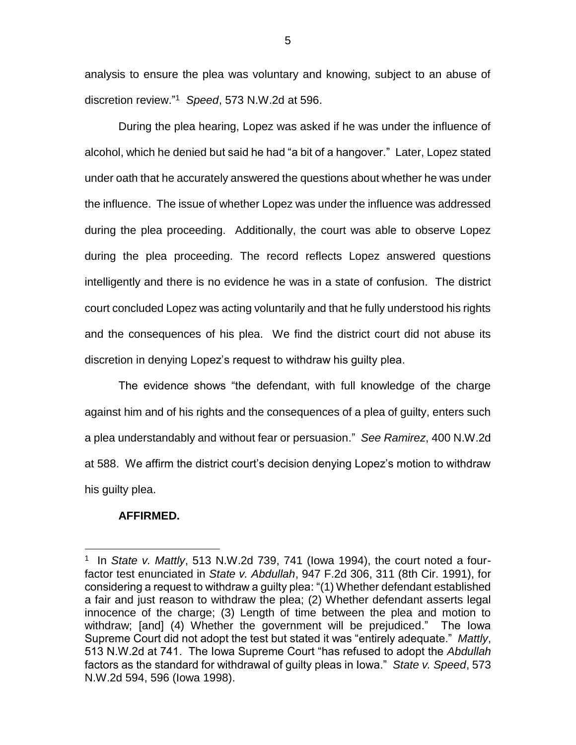analysis to ensure the plea was voluntary and knowing, subject to an abuse of discretion review."[1] *Speed*, 573 N.W.2d at 596.

During the plea hearing, Lopez was asked if he was under the influence of alcohol, which he denied but said he had "a bit of a hangover." Later, Lopez stated under oath that he accurately answered the questions about whether he was under the influence. The issue of whether Lopez was under the influence was addressed during the plea proceeding. Additionally, the court was able to observe Lopez during the plea proceeding. The record reflects Lopez answered questions intelligently and there is no evidence he was in a state of confusion. The district court concluded Lopez was acting voluntarily and that he fully understood his rights and the consequences of his plea. We find the district court did not abuse its discretion in denying Lopez's request to withdraw his guilty plea.

The evidence shows "the defendant, with full knowledge of the charge against him and of his rights and the consequences of a plea of guilty, enters such a plea understandably and without fear or persuasion." *See Ramirez*, 400 N.W.2d at 588. We affirm the district court's decision denying Lopez's motion to withdraw his guilty plea.

**AFFIRMED.**

---

[1] In *State v. Mattly*, 513 N.W.2d 739, 741 (Iowa 1994), the court noted a four-factor test enunciated in *State v. Abdullah*, 947 F.2d 306, 311 (8th Cir. 1991), for considering a request to withdraw a guilty plea: "(1) Whether defendant established a fair and just reason to withdraw the plea; (2) Whether defendant asserts legal innocence of the charge; (3) Length of time between the plea and motion to withdraw; [and] (4) Whether the government will be prejudiced." The Iowa Supreme Court did not adopt the test but stated it was "entirely adequate." *Mattly*, 513 N.W.2d at 741. The Iowa Supreme Court "has refused to adopt the *Abdullah* factors as the standard for withdrawal of guilty pleas in Iowa." *State v. Speed*, 573 N.W.2d 594, 596 (Iowa 1998).